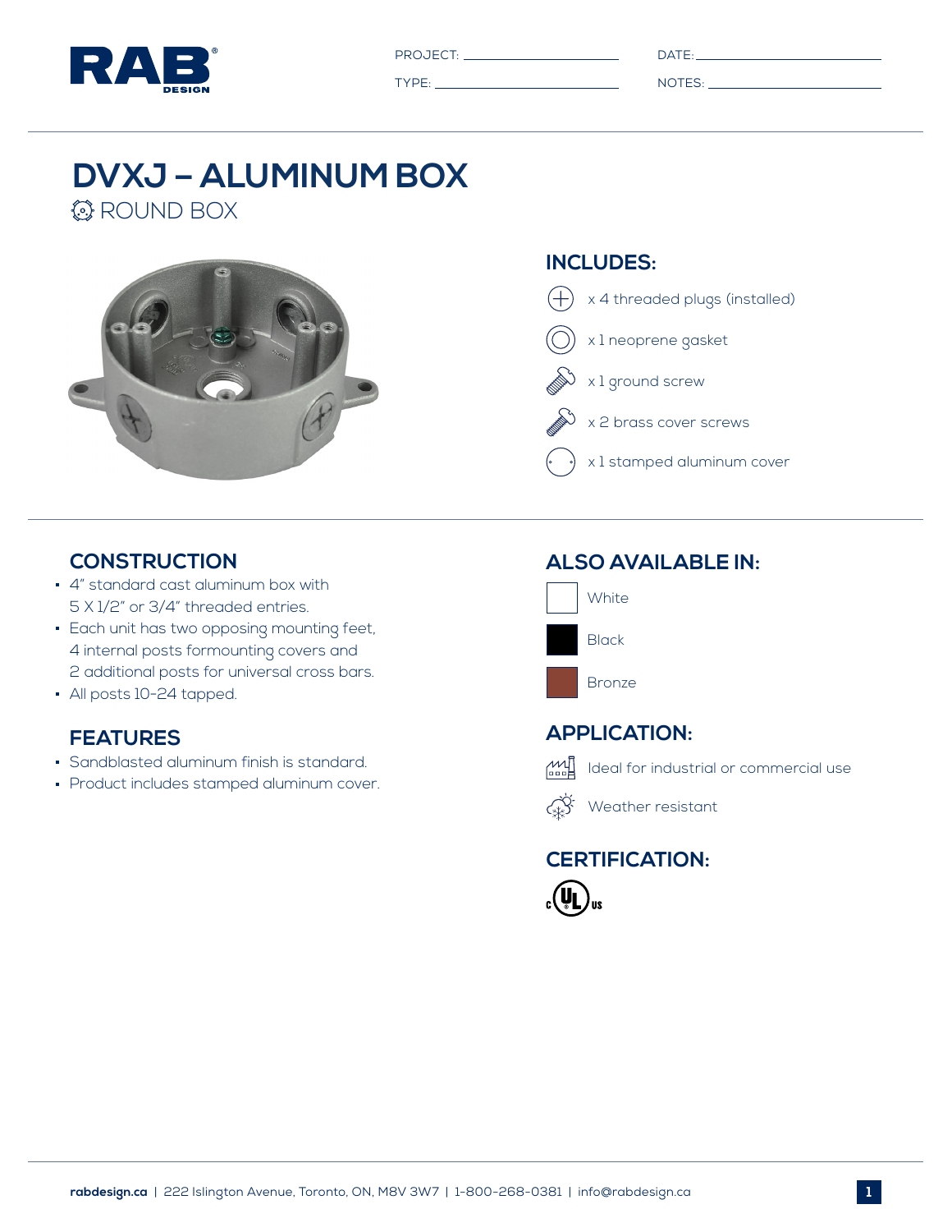RAB DESIGN

PROJECT: ____________________ DATE: ____________________

TYPE: ____________________ NOTES: ____________________

# DVXJ – ALUMINUM BOX

ROUND BOX

## INCLUDES:

- x 4 threaded plugs (installed)
- x 1 neoprene gasket
- x 1 ground screw
- x 2 brass cover screws
- x 1 stamped aluminum cover

## CONSTRUCTION

- 4" standard cast aluminum box with 5 X 1/2" or 3/4" threaded entries.
- Each unit has two opposing mounting feet, 4 internal posts formounting covers and 2 additional posts for universal cross bars.
- All posts 10-24 tapped.

## FEATURES

- Sandblasted aluminum finish is standard.
- Product includes stamped aluminum cover.

## ALSO AVAILABLE IN:

- White
- Black
- Bronze

## APPLICATION:

- Ideal for industrial or commercial use
- Weather resistant

## CERTIFICATION:

c UL us

**rabdesign.ca** | 222 Islington Avenue, Toronto, ON, M8V 3W7 | 1-800-268-0381 | info@rabdesign.ca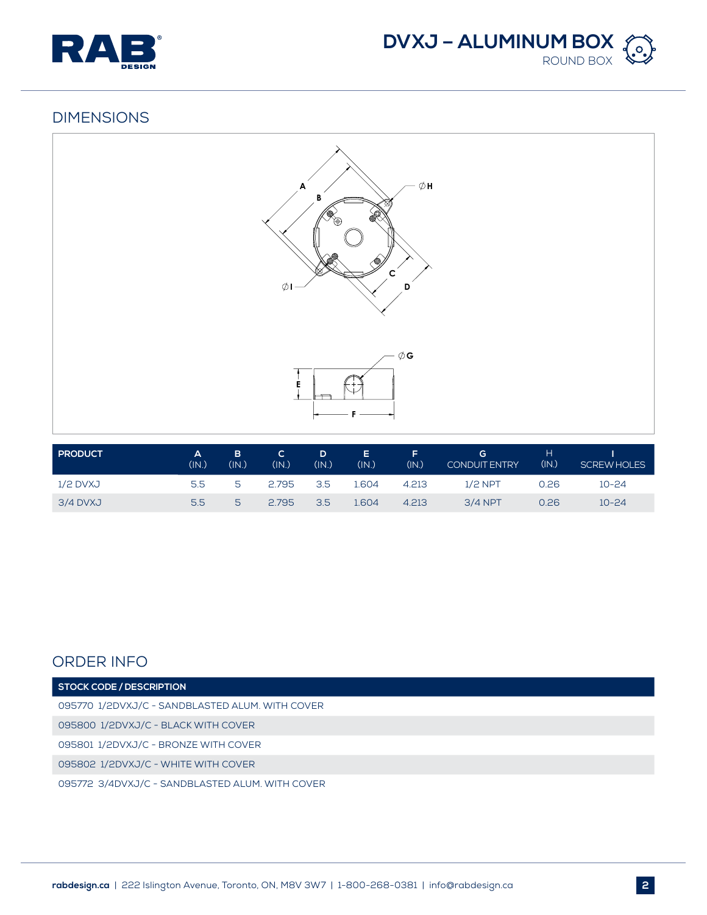# DVXJ – ALUMINUM BOX

ROUND BOX

## DIMENSIONS

A
B
∅H
C
D
∅I
∅G
E
F

| PRODUCT | A (IN.) | B (IN.) | C (IN.) | D (IN.) | E (IN.) | F (IN.) | G CONDUIT ENTRY | H (IN.) | I SCREW HOLES |
|---|---|---|---|---|---|---|---|---|---|
| 1/2 DVXJ | 5.5 | 5 | 2.795 | 3.5 | 1.604 | 4.213 | 1/2 NPT | 0.26 | 10-24 |
| 3/4 DVXJ | 5.5 | 5 | 2.795 | 3.5 | 1.604 | 4.213 | 3/4 NPT | 0.26 | 10-24 |

## ORDER INFO

| STOCK CODE / DESCRIPTION |
|---|
| 095770 1/2DVXJ/C - SANDBLASTED ALUM. WITH COVER |
| 095800 1/2DVXJ/C - BLACK WITH COVER |
| 095801 1/2DVXJ/C - BRONZE WITH COVER |
| 095802 1/2DVXJ/C - WHITE WITH COVER |
| 095772 3/4DVXJ/C - SANDBLASTED ALUM. WITH COVER |

**rabdesign.ca** | 222 Islington Avenue, Toronto, ON, M8V 3W7 | 1-800-268-0381 | info@rabdesign.ca